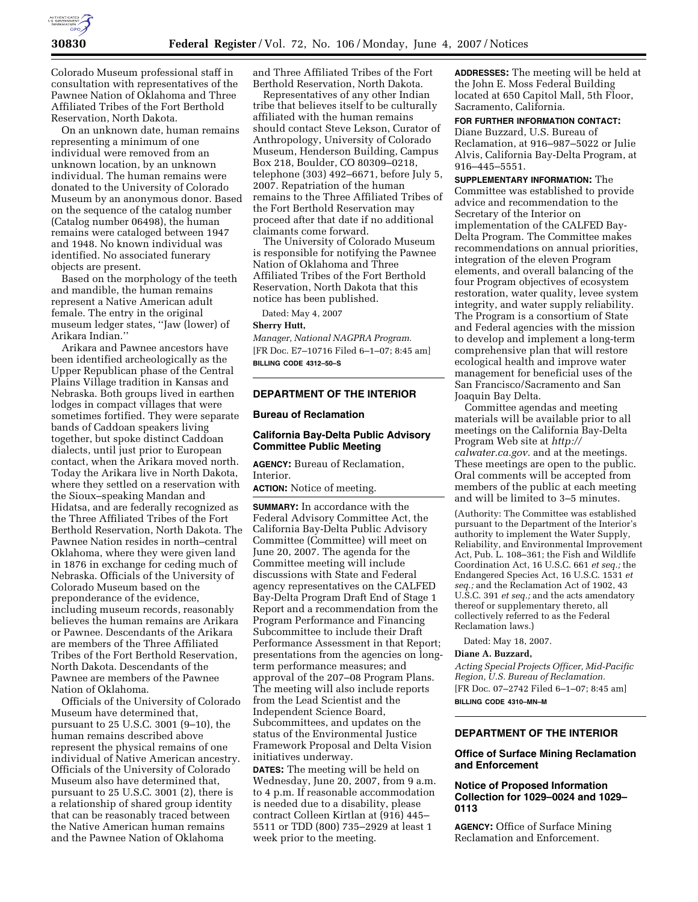Colorado Museum professional staff in consultation with representatives of the Pawnee Nation of Oklahoma and Three Affiliated Tribes of the Fort Berthold Reservation, North Dakota.

On an unknown date, human remains representing a minimum of one individual were removed from an unknown location, by an unknown individual. The human remains were donated to the University of Colorado Museum by an anonymous donor. Based on the sequence of the catalog number (Catalog number 06498), the human remains were cataloged between 1947 and 1948. No known individual was identified. No associated funerary objects are present.

Based on the morphology of the teeth and mandible, the human remains represent a Native American adult female. The entry in the original museum ledger states, ''Jaw (lower) of Arikara Indian.''

Arikara and Pawnee ancestors have been identified archeologically as the Upper Republican phase of the Central Plains Village tradition in Kansas and Nebraska. Both groups lived in earthen lodges in compact villages that were sometimes fortified. They were separate bands of Caddoan speakers living together, but spoke distinct Caddoan dialects, until just prior to European contact, when the Arikara moved north. Today the Arikara live in North Dakota, where they settled on a reservation with the Sioux–speaking Mandan and Hidatsa, and are federally recognized as the Three Affiliated Tribes of the Fort Berthold Reservation, North Dakota. The Pawnee Nation resides in north–central Oklahoma, where they were given land in 1876 in exchange for ceding much of Nebraska. Officials of the University of Colorado Museum based on the preponderance of the evidence, including museum records, reasonably believes the human remains are Arikara or Pawnee. Descendants of the Arikara are members of the Three Affiliated Tribes of the Fort Berthold Reservation, North Dakota. Descendants of the Pawnee are members of the Pawnee Nation of Oklahoma.

Officials of the University of Colorado Museum have determined that, pursuant to 25 U.S.C. 3001 (9–10), the human remains described above represent the physical remains of one individual of Native American ancestry. Officials of the University of Colorado Museum also have determined that, pursuant to 25 U.S.C. 3001 (2), there is a relationship of shared group identity that can be reasonably traced between the Native American human remains and the Pawnee Nation of Oklahoma and Three Affiliated Tribes of the Fort Berthold Reservation, North Dakota.

Representatives of any other Indian tribe that believes itself to be culturally affiliated with the human remains should contact Steve Lekson, Curator of Anthropology, University of Colorado Museum, Henderson Building, Campus Box 218, Boulder, CO 80309–0218, telephone (303) 492–6671, before July 5, 2007. Repatriation of the human remains to the Three Affiliated Tribes of the Fort Berthold Reservation may proceed after that date if no additional claimants come forward.

The University of Colorado Museum is responsible for notifying the Pawnee Nation of Oklahoma and Three Affiliated Tribes of the Fort Berthold Reservation, North Dakota that this notice has been published.

Dated: May 4, 2007

**Sherry Hutt,**

*Manager, National NAGPRA Program.*

[FR Doc. E7–10716 Filed 6–1–07; 8:45 am]

**BILLING CODE 4312–50–S**

## DEPARTMENT OF THE INTERIOR

### Bureau of Reclamation

### California Bay-Delta Public Advisory Committee Public Meeting

**AGENCY:** Bureau of Reclamation, Interior.

**ACTION:** Notice of meeting.

**SUMMARY:** In accordance with the Federal Advisory Committee Act, the California Bay-Delta Public Advisory Committee (Committee) will meet on June 20, 2007. The agenda for the Committee meeting will include discussions with State and Federal agency representatives on the CALFED Bay-Delta Program Draft End of Stage 1 Report and a recommendation from the Program Performance and Financing Subcommittee to include their Draft Performance Assessment in that Report; presentations from the agencies on long-term performance measures; and approval of the 207–08 Program Plans. The meeting will also include reports from the Lead Scientist and the Independent Science Board, Subcommittees, and updates on the status of the Environmental Justice Framework Proposal and Delta Vision initiatives underway.

**DATES:** The meeting will be held on Wednesday, June 20, 2007, from 9 a.m. to 4 p.m. If reasonable accommodation is needed due to a disability, please contract Colleen Kirtlan at (916) 445–5511 or TDD (800) 735–2929 at least 1 week prior to the meeting.

**ADDRESSES:** The meeting will be held at the John E. Moss Federal Building located at 650 Capitol Mall, 5th Floor, Sacramento, California.

**FOR FURTHER INFORMATION CONTACT:** Diane Buzzard, U.S. Bureau of Reclamation, at 916–987–5022 or Julie Alvis, California Bay-Delta Program, at 916–445–5551.

**SUPPLEMENTARY INFORMATION:** The Committee was established to provide advice and recommendation to the Secretary of the Interior on implementation of the CALFED Bay-Delta Program. The Committee makes recommendations on annual priorities, integration of the eleven Program elements, and overall balancing of the four Program objectives of ecosystem restoration, water quality, levee system integrity, and water supply reliability. The Program is a consortium of State and Federal agencies with the mission to develop and implement a long-term comprehensive plan that will restore ecological health and improve water management for beneficial uses of the San Francisco/Sacramento and San Joaquin Bay Delta.

Committee agendas and meeting materials will be available prior to all meetings on the California Bay-Delta Program Web site at *http://calwater.ca.gov.* and at the meetings. These meetings are open to the public. Oral comments will be accepted from members of the public at each meeting and will be limited to 3–5 minutes.

(Authority: The Committee was established pursuant to the Department of the Interior's authority to implement the Water Supply, Reliability, and Environmental Improvement Act, Pub. L. 108–361; the Fish and Wildlife Coordination Act, 16 U.S.C. 661 *et seq.;* the Endangered Species Act, 16 U.S.C. 1531 *et seq.;* and the Reclamation Act of 1902, 43 U.S.C. 391 *et seq.;* and the acts amendatory thereof or supplementary thereto, all collectively referred to as the Federal Reclamation laws.)

Dated: May 18, 2007.

**Diane A. Buzzard,**

*Acting Special Projects Officer, Mid-Pacific Region, U.S. Bureau of Reclamation.*

[FR Doc. 07–2742 Filed 6–1–07; 8:45 am]

**BILLING CODE 4310–MN–M**

## DEPARTMENT OF THE INTERIOR

### Office of Surface Mining Reclamation and Enforcement

### Notice of Proposed Information Collection for 1029–0024 and 1029–0113

**AGENCY:** Office of Surface Mining Reclamation and Enforcement.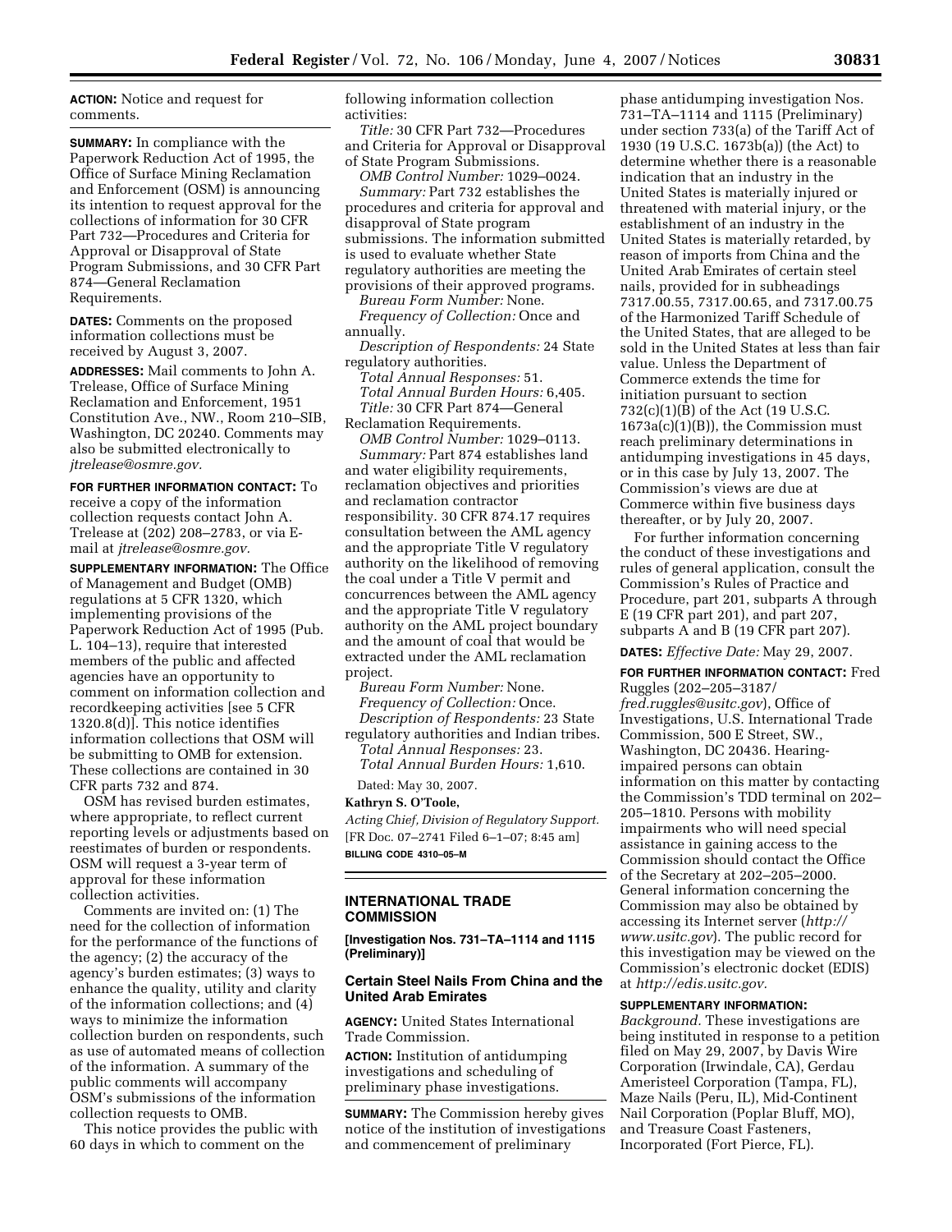**ACTION:** Notice and request for comments.

**SUMMARY:** In compliance with the Paperwork Reduction Act of 1995, the Office of Surface Mining Reclamation and Enforcement (OSM) is announcing its intention to request approval for the collections of information for 30 CFR Part 732—Procedures and Criteria for Approval or Disapproval of State Program Submissions, and 30 CFR Part 874—General Reclamation Requirements.

**DATES:** Comments on the proposed information collections must be received by August 3, 2007.

**ADDRESSES:** Mail comments to John A. Trelease, Office of Surface Mining Reclamation and Enforcement, 1951 Constitution Ave., NW., Room 210–SIB, Washington, DC 20240. Comments may also be submitted electronically to *jtrelease@osmre.gov*.

**FOR FURTHER INFORMATION CONTACT:** To receive a copy of the information collection requests contact John A. Trelease at (202) 208–2783, or via E-mail at *jtrelease@osmre.gov*.

**SUPPLEMENTARY INFORMATION:** The Office of Management and Budget (OMB) regulations at 5 CFR 1320, which implementing provisions of the Paperwork Reduction Act of 1995 (Pub. L. 104–13), require that interested members of the public and affected agencies have an opportunity to comment on information collection and recordkeeping activities [see 5 CFR 1320.8(d)]. This notice identifies information collections that OSM will be submitting to OMB for extension. These collections are contained in 30 CFR parts 732 and 874.

OSM has revised burden estimates, where appropriate, to reflect current reporting levels or adjustments based on reestimates of burden or respondents. OSM will request a 3-year term of approval for these information collection activities.

Comments are invited on: (1) The need for the collection of information for the performance of the functions of the agency; (2) the accuracy of the agency's burden estimates; (3) ways to enhance the quality, utility and clarity of the information collections; and (4) ways to minimize the information collection burden on respondents, such as use of automated means of collection of the information. A summary of the public comments will accompany OSM's submissions of the information collection requests to OMB.

This notice provides the public with 60 days in which to comment on the following information collection activities:

*Title:* 30 CFR Part 732—Procedures and Criteria for Approval or Disapproval of State Program Submissions.

*OMB Control Number:* 1029–0024.

*Summary:* Part 732 establishes the procedures and criteria for approval and disapproval of State program submissions. The information submitted is used to evaluate whether State regulatory authorities are meeting the provisions of their approved programs.

*Bureau Form Number:* None.

*Frequency of Collection:* Once and annually.

*Description of Respondents:* 24 State regulatory authorities.

*Total Annual Responses:* 51.

*Total Annual Burden Hours:* 6,405.

*Title:* 30 CFR Part 874—General Reclamation Requirements.

*OMB Control Number:* 1029–0113.

*Summary:* Part 874 establishes land and water eligibility requirements, reclamation objectives and priorities and reclamation contractor responsibility. 30 CFR 874.17 requires consultation between the AML agency and the appropriate Title V regulatory authority on the likelihood of removing the coal under a Title V permit and concurrences between the AML agency and the appropriate Title V regulatory authority on the AML project boundary and the amount of coal that would be extracted under the AML reclamation project.

*Bureau Form Number:* None.

*Frequency of Collection:* Once.

*Description of Respondents:* 23 State regulatory authorities and Indian tribes.

*Total Annual Responses:* 23.

*Total Annual Burden Hours:* 1,610.

Dated: May 30, 2007.

**Kathryn S. O'Toole,**

*Acting Chief, Division of Regulatory Support.*

[FR Doc. 07–2741 Filed 6–1–07; 8:45 am]

**BILLING CODE 4310–05–M**

## INTERNATIONAL TRADE COMMISSION

**[Investigation Nos. 731–TA–1114 and 1115 (Preliminary)]**

### Certain Steel Nails From China and the United Arab Emirates

**AGENCY:** United States International Trade Commission.

**ACTION:** Institution of antidumping investigations and scheduling of preliminary phase investigations.

**SUMMARY:** The Commission hereby gives notice of the institution of investigations and commencement of preliminary phase antidumping investigation Nos. 731–TA–1114 and 1115 (Preliminary) under section 733(a) of the Tariff Act of 1930 (19 U.S.C. 1673b(a)) (the Act) to determine whether there is a reasonable indication that an industry in the United States is materially injured or threatened with material injury, or the establishment of an industry in the United States is materially retarded, by reason of imports from China and the United Arab Emirates of certain steel nails, provided for in subheadings 7317.00.55, 7317.00.65, and 7317.00.75 of the Harmonized Tariff Schedule of the United States, that are alleged to be sold in the United States at less than fair value. Unless the Department of Commerce extends the time for initiation pursuant to section 732(c)(1)(B) of the Act (19 U.S.C. 1673a(c)(1)(B)), the Commission must reach preliminary determinations in antidumping investigations in 45 days, or in this case by July 13, 2007. The Commission's views are due at Commerce within five business days thereafter, or by July 20, 2007.

For further information concerning the conduct of these investigations and rules of general application, consult the Commission's Rules of Practice and Procedure, part 201, subparts A through E (19 CFR part 201), and part 207, subparts A and B (19 CFR part 207).

**DATES:** *Effective Date:* May 29, 2007.

**FOR FURTHER INFORMATION CONTACT:** Fred Ruggles (202–205–3187/ *fred.ruggles@usitc.gov*), Office of Investigations, U.S. International Trade Commission, 500 E Street, SW., Washington, DC 20436. Hearing-impaired persons can obtain information on this matter by contacting the Commission's TDD terminal on 202–205–1810. Persons with mobility impairments who will need special assistance in gaining access to the Commission should contact the Office of the Secretary at 202–205–2000. General information concerning the Commission may also be obtained by accessing its Internet server (*http://www.usitc.gov*). The public record for this investigation may be viewed on the Commission's electronic docket (EDIS) at *http://edis.usitc.gov*.

**SUPPLEMENTARY INFORMATION:**

*Background.* These investigations are being instituted in response to a petition filed on May 29, 2007, by Davis Wire Corporation (Irwindale, CA), Gerdau Ameristeel Corporation (Tampa, FL), Maze Nails (Peru, IL), Mid-Continent Nail Corporation (Poplar Bluff, MO), and Treasure Coast Fasteners, Incorporated (Fort Pierce, FL).